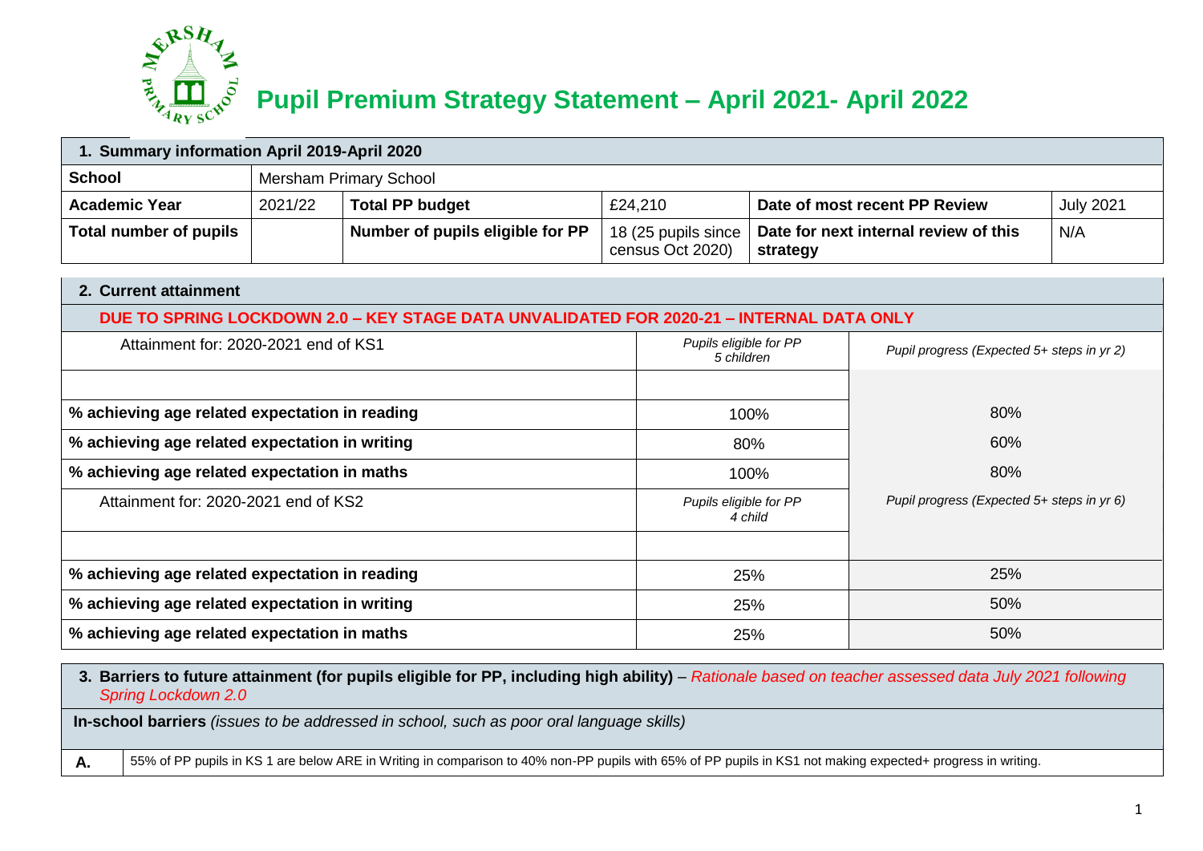# Pupil Premium Strategy Statement – April 2021- April 2022

| 1. Summary information April 2019-April 2020 | | | | | |
|---|---|---|---|---|---|
| **School** | Mersham Primary School | | | | |
| **Academic Year** | 2021/22 | **Total PP budget** | £24,210 | **Date of most recent PP Review** | July 2021 |
| **Total number of pupils** | | **Number of pupils eligible for PP** | 18 (25 pupils since census Oct 2020) | **Date for next internal review of this strategy** | N/A |

## 2. Current attainment

**DUE TO SPRING LOCKDOWN 2.0 – KEY STAGE DATA UNVALIDATED FOR 2020-21 – INTERNAL DATA ONLY**

| Attainment for: 2020-2021 end of KS1 | *Pupils eligible for PP 5 children* | *Pupil progress (Expected 5+ steps in yr 2)* |
|---|---|---|
| | | |
| **% achieving age related expectation in reading** | 100% | 80% |
| **% achieving age related expectation in writing** | 80% | 60% |
| **% achieving age related expectation in maths** | 100% | 80% |
| Attainment for: 2020-2021 end of KS2 | *Pupils eligible for PP 4 child* | *Pupil progress (Expected 5+ steps in yr 6)* |
| | | |
| **% achieving age related expectation in reading** | 25% | 25% |
| **% achieving age related expectation in writing** | 25% | 50% |
| **% achieving age related expectation in maths** | 25% | 50% |

## 3. Barriers to future attainment (for pupils eligible for PP, including high ability) – *Rationale based on teacher assessed data July 2021 following Spring Lockdown 2.0*

**In-school barriers** *(issues to be addressed in school, such as poor oral language skills)*

| | |
|---|---|
| **A.** | 55% of PP pupils in KS 1 are below ARE in Writing in comparison to 40% non-PP pupils with 65% of PP pupils in KS1 not making expected+ progress in writing. |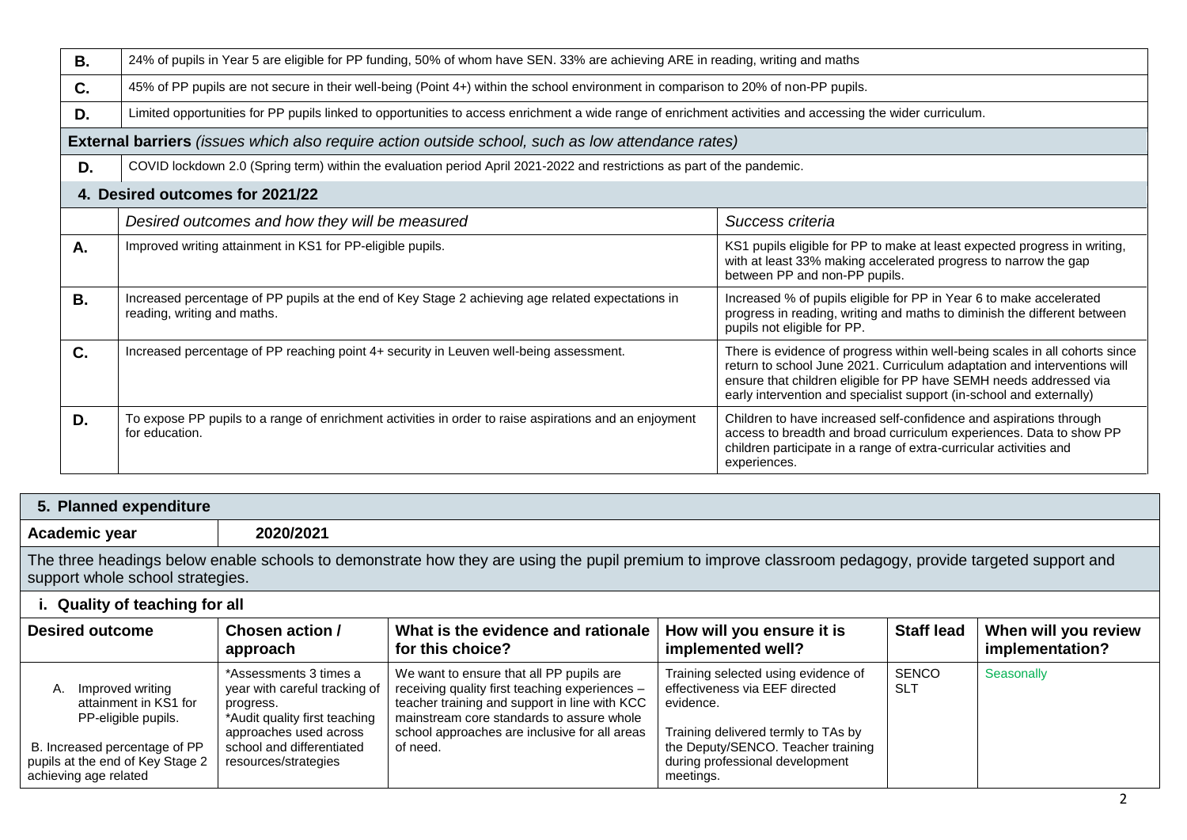| | |
|---|---|
| **B.** | 24% of pupils in Year 5 are eligible for PP funding, 50% of whom have SEN. 33% are achieving ARE in reading, writing and maths |
| **C.** | 45% of PP pupils are not secure in their well-being (Point 4+) within the school environment in comparison to 20% of non-PP pupils. |
| **D.** | Limited opportunities for PP pupils linked to opportunities to access enrichment a wide range of enrichment activities and accessing the wider curriculum. |
| **External barriers** *(issues which also require action outside school, such as low attendance rates)* | |
| **D.** | COVID lockdown 2.0 (Spring term) within the evaluation period April 2021-2022 and restrictions as part of the pandemic. |

## 4. Desired outcomes for 2021/22

| | *Desired outcomes and how they will be measured* | *Success criteria* |
|---|---|---|
| **A.** | Improved writing attainment in KS1 for PP-eligible pupils. | KS1 pupils eligible for PP to make at least expected progress in writing, with at least 33% making accelerated progress to narrow the gap between PP and non-PP pupils. |
| **B.** | Increased percentage of PP pupils at the end of Key Stage 2 achieving age related expectations in reading, writing and maths. | Increased % of pupils eligible for PP in Year 6 to make accelerated progress in reading, writing and maths to diminish the different between pupils not eligible for PP. |
| **C.** | Increased percentage of PP reaching point 4+ security in Leuven well-being assessment. | There is evidence of progress within well-being scales in all cohorts since return to school June 2021. Curriculum adaptation and interventions will ensure that children eligible for PP have SEMH needs addressed via early intervention and specialist support (in-school and externally) |
| **D.** | To expose PP pupils to a range of enrichment activities in order to raise aspirations and an enjoyment for education. | Children to have increased self-confidence and aspirations through access to breadth and broad curriculum experiences. Data to show PP children participate in a range of extra-curricular activities and experiences. |

## 5. Planned expenditure

**Academic year** 2020/2021

The three headings below enable schools to demonstrate how they are using the pupil premium to improve classroom pedagogy, provide targeted support and support whole school strategies.

### i. Quality of teaching for all

| Desired outcome | Chosen action / approach | What is the evidence and rationale for this choice? | How will you ensure it is implemented well? | Staff lead | When will you review implementation? |
|---|---|---|---|---|---|
| A. Improved writing attainment in KS1 for PP-eligible pupils.<br><br>B. Increased percentage of PP pupils at the end of Key Stage 2 achieving age related | *Assessments 3 times a year with careful tracking of progress.<br>*Audit quality first teaching approaches used across school and differentiated resources/strategies | We want to ensure that all PP pupils are receiving quality first teaching experiences – teacher training and support in line with KCC mainstream core standards to assure whole school approaches are inclusive for all areas of need. | Training selected using evidence of effectiveness via EEF directed evidence.<br><br>Training delivered termly to TAs by the Deputy/SENCO. Teacher training during professional development meetings. | SENCO<br>SLT | Seasonally |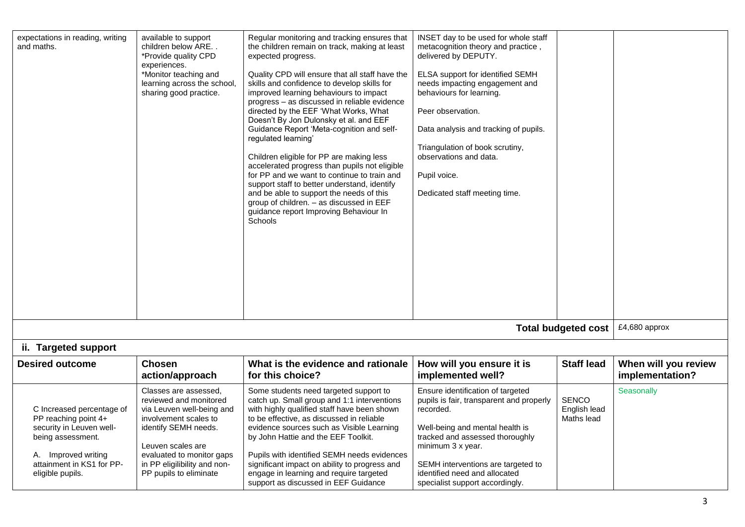| | | | | | |
|---|---|---|---|---|---|
| expectations in reading, writing and maths. | available to support children below ARE. . *Provide quality CPD experiences. *Monitor teaching and learning across the school, sharing good practice. | Regular monitoring and tracking ensures that the children remain on track, making at least expected progress.<br><br>Quality CPD will ensure that all staff have the skills and confidence to develop skills for improved learning behaviours to impact progress – as discussed in reliable evidence directed by the EEF 'What Works, What Doesn't By Jon Dulonsky et al. and EEF Guidance Report 'Meta-cognition and self-regulated learning'<br><br>Children eligible for PP are making less accelerated progress than pupils not eligible for PP and we want to continue to train and support staff to better understand, identify and be able to support the needs of this group of children. – as discussed in EEF guidance report Improving Behaviour In Schools | INSET day to be used for whole staff metacognition theory and practice , delivered by DEPUTY.<br><br>ELSA support for identified SEMH needs impacting engagement and behaviours for learning.<br><br>Peer observation.<br><br>Data analysis and tracking of pupils.<br><br>Triangulation of book scrutiny, observations and data.<br><br>Pupil voice.<br><br>Dedicated staff meeting time. | | |
| | | | | **Total budgeted cost** | £4,680 approx |

## ii. Targeted support

| Desired outcome | Chosen action/approach | What is the evidence and rationale for this choice? | How will you ensure it is implemented well? | Staff lead | When will you review implementation? |
|---|---|---|---|---|---|
| C Increased percentage of PP reaching point 4+ security in Leuven well-being assessment.<br><br>A. Improved writing attainment in KS1 for PP-eligible pupils. | Classes are assessed, reviewed and monitored via Leuven well-being and involvement scales to identify SEMH needs.<br><br>Leuven scales are evaluated to monitor gaps in PP eligilibility and non-PP pupils to eliminate | Some students need targeted support to catch up. Small group and 1:1 interventions with highly qualified staff have been shown to be effective, as discussed in reliable evidence sources such as Visible Learning by John Hattie and the EEF Toolkit.<br><br>Pupils with identified SEMH needs evidences significant impact on ability to progress and engage in learning and require targeted support as discussed in EEF Guidance | Ensure identification of targeted pupils is fair, transparent and properly recorded.<br><br>Well-being and mental health is tracked and assessed thoroughly minimum 3 x year.<br><br>SEMH interventions are targeted to identified need and allocated specialist support accordingly. | SENCO<br>English lead<br>Maths lead | Seasonally |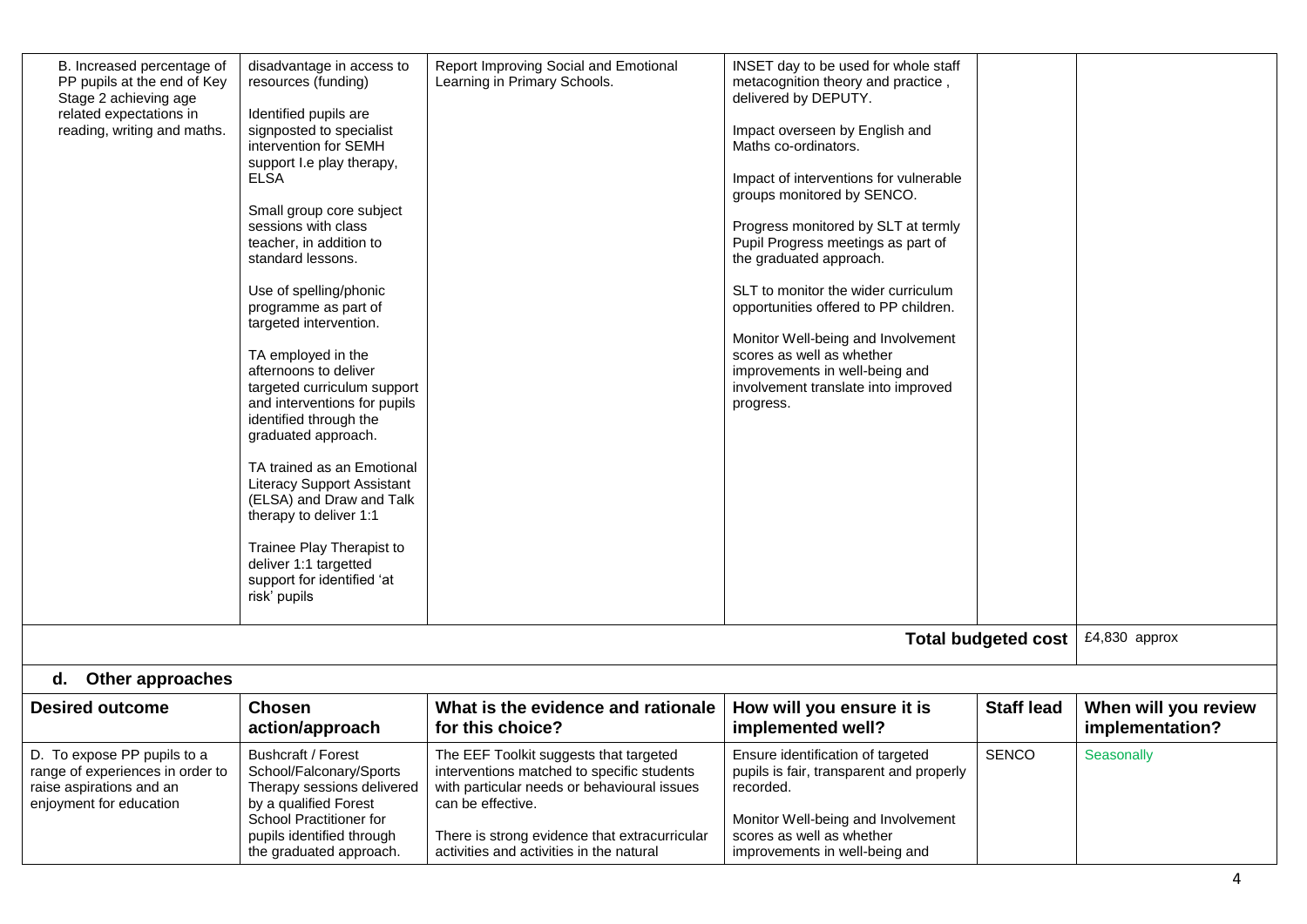| | | | | | |
|---|---|---|---|---|---|
| B. Increased percentage of PP pupils at the end of Key Stage 2 achieving age related expectations in reading, writing and maths. | disadvantage in access to resources (funding)<br><br>Identified pupils are signposted to specialist intervention for SEMH support I.e play therapy, ELSA<br><br>Small group core subject sessions with class teacher, in addition to standard lessons.<br><br>Use of spelling/phonic programme as part of targeted intervention.<br><br>TA employed in the afternoons to deliver targeted curriculum support and interventions for pupils identified through the graduated approach.<br><br>TA trained as an Emotional Literacy Support Assistant (ELSA) and Draw and Talk therapy to deliver 1:1<br><br>Trainee Play Therapist to deliver 1:1 targetted support for identified 'at risk' pupils | Report Improving Social and Emotional Learning in Primary Schools. | INSET day to be used for whole staff metacognition theory and practice , delivered by DEPUTY.<br><br>Impact overseen by English and Maths co-ordinators.<br><br>Impact of interventions for vulnerable groups monitored by SENCO.<br><br>Progress monitored by SLT at termly Pupil Progress meetings as part of the graduated approach.<br><br>SLT to monitor the wider curriculum opportunities offered to PP children.<br><br>Monitor Well-being and Involvement scores as well as whether improvements in well-being and involvement translate into improved progress. | | |
| | | | | **Total budgeted cost** | £4,830 approx |

## d. Other approaches

| Desired outcome | Chosen action/approach | What is the evidence and rationale for this choice? | How will you ensure it is implemented well? | Staff lead | When will you review implementation? |
|---|---|---|---|---|---|
| D. To expose PP pupils to a range of experiences in order to raise aspirations and an enjoyment for education | Bushcraft / Forest School/Falconary/Sports Therapy sessions delivered by a qualified Forest School Practitioner for pupils identified through the graduated approach. | The EEF Toolkit suggests that targeted interventions matched to specific students with particular needs or behavioural issues can be effective.<br><br>There is strong evidence that extracurricular activities and activities in the natural | Ensure identification of targeted pupils is fair, transparent and properly recorded.<br><br>Monitor Well-being and Involvement scores as well as whether improvements in well-being and | SENCO | Seasonally |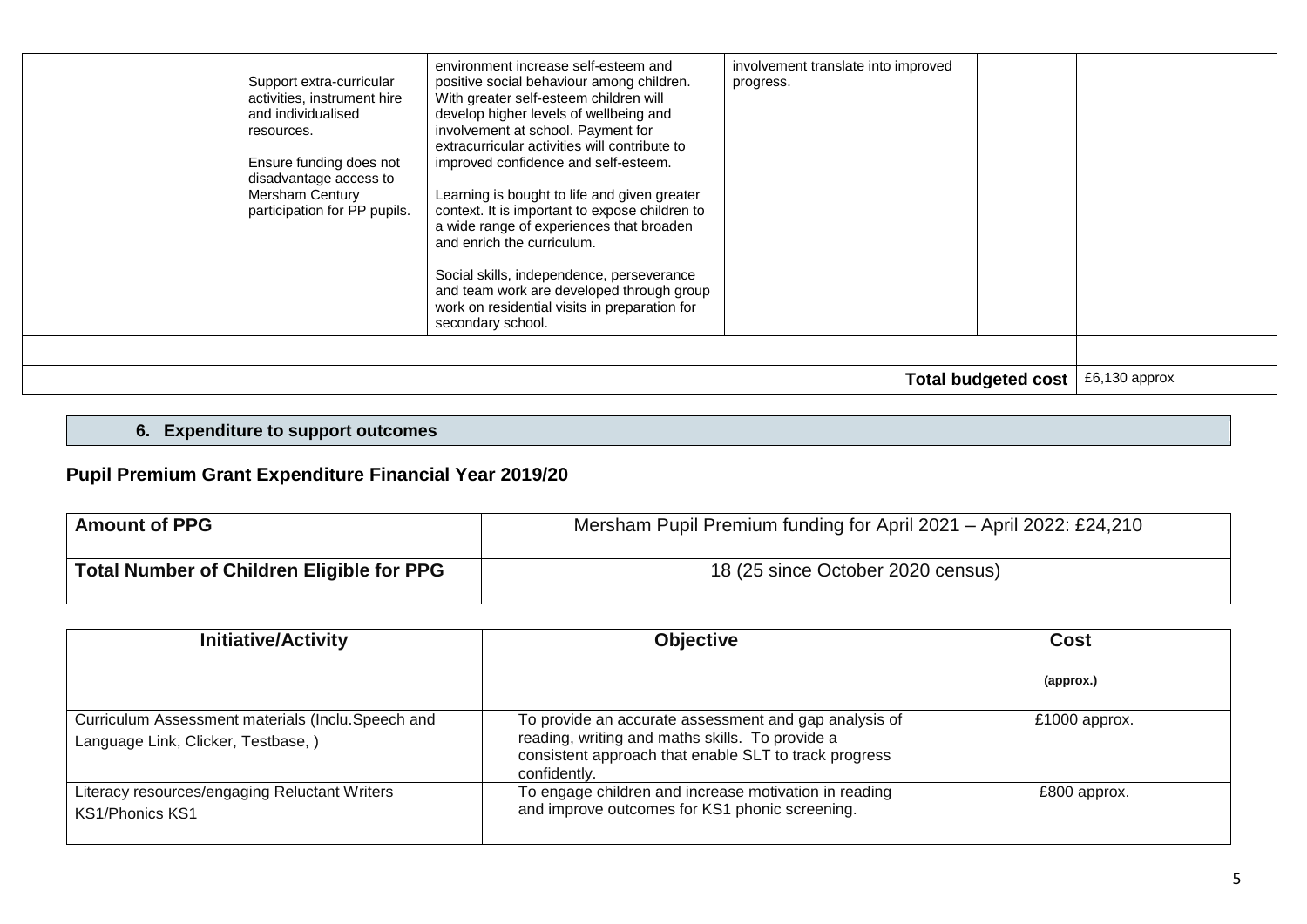| | | | | | |
|---|---|---|---|---|---|
| | Support extra-curricular activities, instrument hire and individualised resources.<br><br>Ensure funding does not disadvantage access to Mersham Century participation for PP pupils. | environment increase self-esteem and positive social behaviour among children. With greater self-esteem children will develop higher levels of wellbeing and involvement at school. Payment for extracurricular activities will contribute to improved confidence and self-esteem.<br><br>Learning is bought to life and given greater context. It is important to expose children to a wide range of experiences that broaden and enrich the curriculum.<br><br>Social skills, independence, perseverance and team work are developed through group work on residential visits in preparation for secondary school. | involvement translate into improved progress. | | |
| | | | | | |
| | | | | **Total budgeted cost** | £6,130 approx |

## 6. Expenditure to support outcomes

## Pupil Premium Grant Expenditure Financial Year 2019/20

| **Amount of PPG** | Mersham Pupil Premium funding for April 2021 – April 2022: £24,210 |
|---|---|
| **Total Number of Children Eligible for PPG** | 18 (25 since October 2020 census) |

| **Initiative/Activity** | **Objective** | **Cost**<br><br>**(approx.)** |
|---|---|---|
| Curriculum Assessment materials (Inclu.Speech and Language Link, Clicker, Testbase, ) | To provide an accurate assessment and gap analysis of reading, writing and maths skills. To provide a consistent approach that enable SLT to track progress confidently. | £1000 approx. |
| Literacy resources/engaging Reluctant Writers KS1/Phonics KS1 | To engage children and increase motivation in reading and improve outcomes for KS1 phonic screening. | £800 approx. |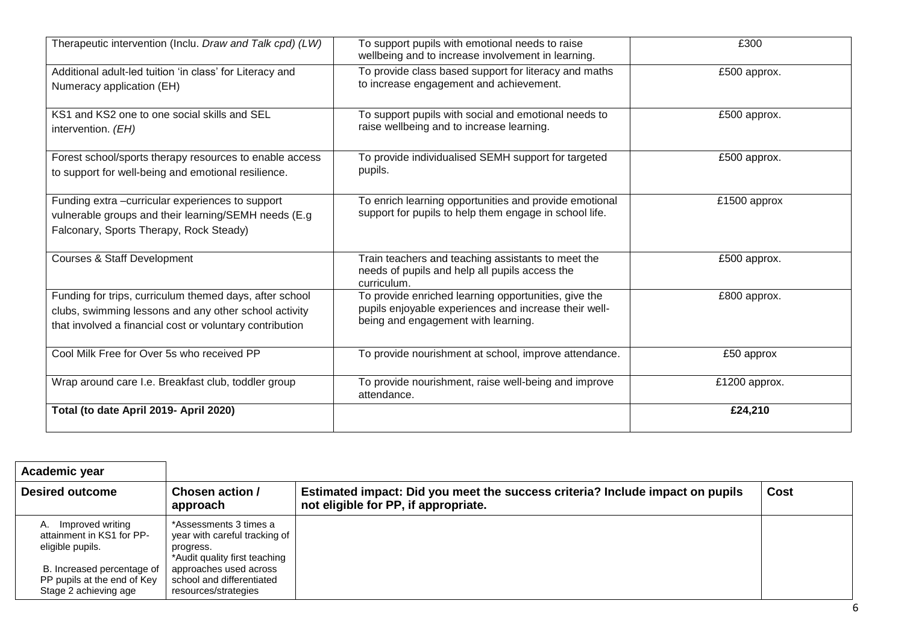| | | |
|---|---|---|
| Therapeutic intervention (Inclu. *Draw and Talk cpd) (LW)* | To support pupils with emotional needs to raise wellbeing and to increase involvement in learning. | £300 |
| Additional adult-led tuition 'in class' for Literacy and Numeracy application (EH) | To provide class based support for literacy and maths to increase engagement and achievement. | £500 approx. |
| KS1 and KS2 one to one social skills and SEL intervention. *(EH)* | To support pupils with social and emotional needs to raise wellbeing and to increase learning. | £500 approx. |
| Forest school/sports therapy resources to enable access to support for well-being and emotional resilience. | To provide individualised SEMH support for targeted pupils. | £500 approx. |
| Funding extra –curricular experiences to support vulnerable groups and their learning/SEMH needs (E.g Falconary, Sports Therapy, Rock Steady) | To enrich learning opportunities and provide emotional support for pupils to help them engage in school life. | £1500 approx |
| Courses & Staff Development | Train teachers and teaching assistants to meet the needs of pupils and help all pupils access the curriculum. | £500 approx. |
| Funding for trips, curriculum themed days, after school clubs, swimming lessons and any other school activity that involved a financial cost or voluntary contribution | To provide enriched learning opportunities, give the pupils enjoyable experiences and increase their well-being and engagement with learning. | £800 approx. |
| Cool Milk Free for Over 5s who received PP | To provide nourishment at school, improve attendance. | £50 approx |
| Wrap around care I.e. Breakfast club, toddler group | To provide nourishment, raise well-being and improve attendance. | £1200 approx. |
| **Total (to date April 2019- April 2020)** | | **£24,210** |

| **Academic year** | | | |
|---|---|---|---|
| **Desired outcome** | **Chosen action / approach** | **Estimated impact: Did you meet the success criteria? Include impact on pupils not eligible for PP, if appropriate.** | **Cost** |
| A. Improved writing attainment in KS1 for PP-eligible pupils.<br><br>B. Increased percentage of PP pupils at the end of Key Stage 2 achieving age | *Assessments 3 times a year with careful tracking of progress.<br>*Audit quality first teaching approaches used across school and differentiated resources/strategies | | |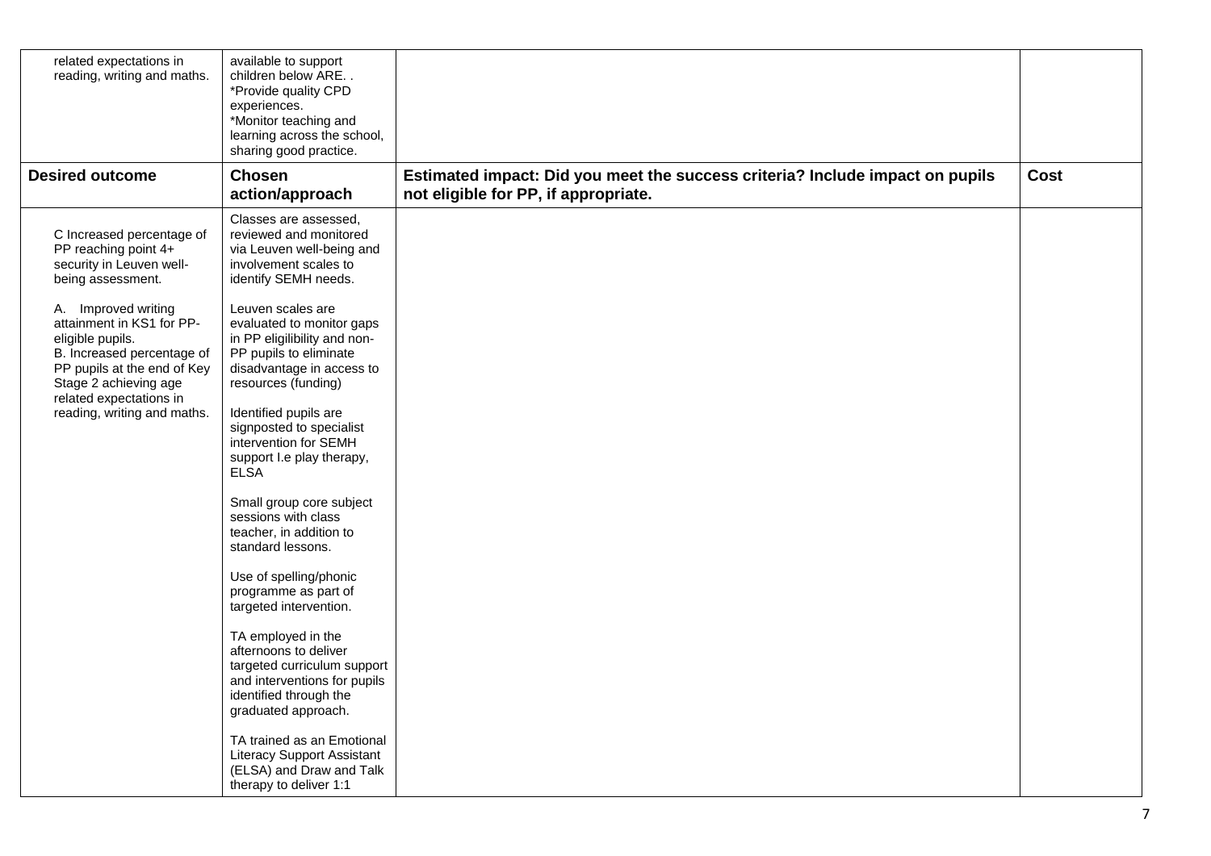| | | | |
|---|---|---|---|
| related expectations in reading, writing and maths. | available to support children below ARE. .<br>*Provide quality CPD experiences.<br>*Monitor teaching and learning across the school, sharing good practice. | | |
| **Desired outcome** | **Chosen action/approach** | **Estimated impact: Did you meet the success criteria? Include impact on pupils not eligible for PP, if appropriate.** | **Cost** |
| C Increased percentage of PP reaching point 4+ security in Leuven well-being assessment.<br><br>A. Improved writing attainment in KS1 for PP-eligible pupils.<br>B. Increased percentage of PP pupils at the end of Key Stage 2 achieving age related expectations in reading, writing and maths. | Classes are assessed, reviewed and monitored via Leuven well-being and involvement scales to identify SEMH needs.<br><br>Leuven scales are evaluated to monitor gaps in PP eligilibility and non-PP pupils to eliminate disadvantage in access to resources (funding)<br><br>Identified pupils are signposted to specialist intervention for SEMH support I.e play therapy, ELSA<br><br>Small group core subject sessions with class teacher, in addition to standard lessons.<br><br>Use of spelling/phonic programme as part of targeted intervention.<br><br>TA employed in the afternoons to deliver targeted curriculum support and interventions for pupils identified through the graduated approach.<br><br>TA trained as an Emotional Literacy Support Assistant (ELSA) and Draw and Talk therapy to deliver 1:1 | | |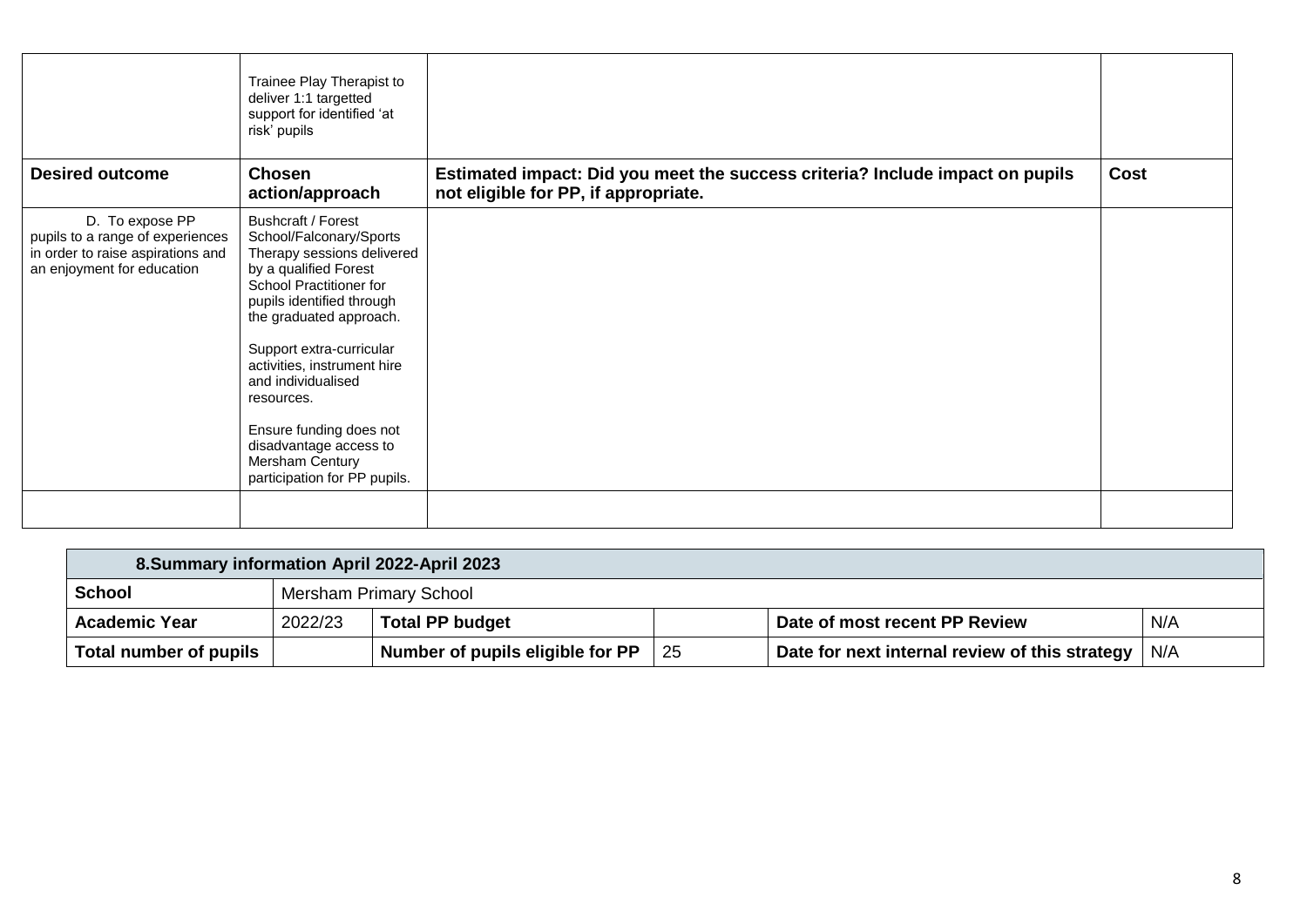| | | | |
|---|---|---|---|
| | Trainee Play Therapist to deliver 1:1 targetted support for identified 'at risk' pupils | | |
| **Desired outcome** | **Chosen action/approach** | **Estimated impact: Did you meet the success criteria? Include impact on pupils not eligible for PP, if appropriate.** | **Cost** |
| D. To expose PP pupils to a range of experiences in order to raise aspirations and an enjoyment for education | Bushcraft / Forest School/Falconary/Sports Therapy sessions delivered by a qualified Forest School Practitioner for pupils identified through the graduated approach.<br><br>Support extra-curricular activities, instrument hire and individualised resources.<br><br>Ensure funding does not disadvantage access to Mersham Century participation for PP pupils. | | |
| | | | |

| **8.Summary information April 2022-April 2023** | | | | | |
|---|---|---|---|---|---|
| **School** | Mersham Primary School | | | | |
| **Academic Year** | 2022/23 | **Total PP budget** | | **Date of most recent PP Review** | N/A |
| **Total number of pupils** | | **Number of pupils eligible for PP** | 25 | **Date for next internal review of this strategy** | N/A |